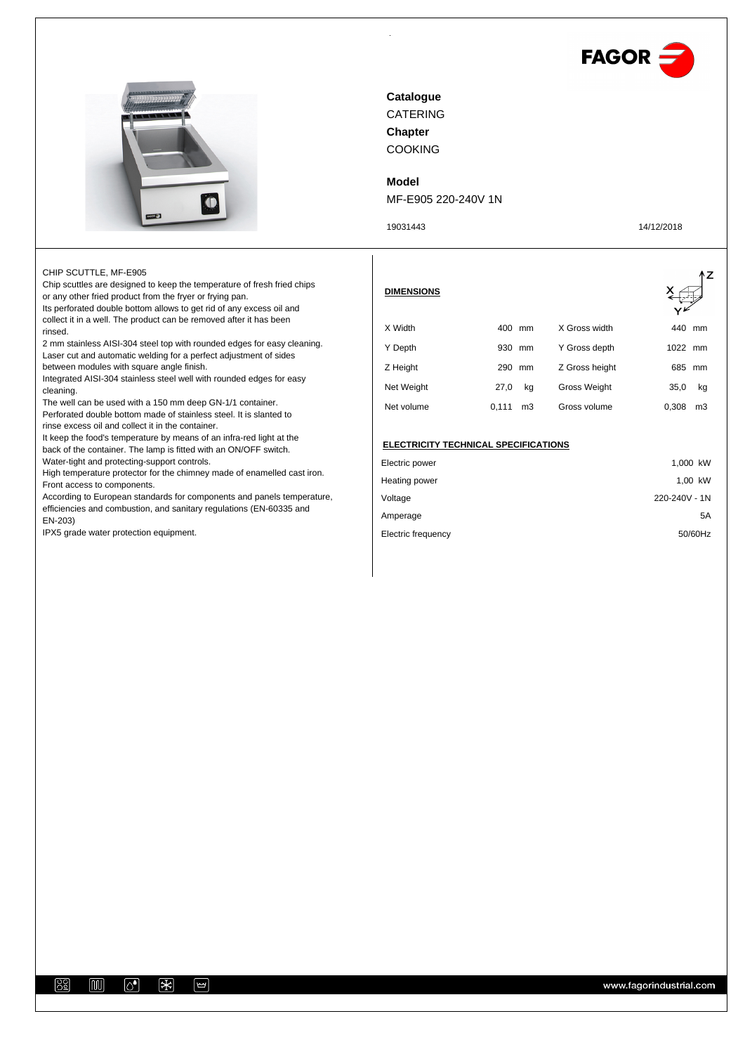**Catalogue**
CATERING
**Chapter**
COOKING

**Model**
MF-E905 220-240V 1N

19031443

14/12/2018

CHIP SCUTTLE, MF-E905

Chip scuttles are designed to keep the temperature of fresh fried chips or any other fried product from the fryer or frying pan.
Its perforated double bottom allows to get rid of any excess oil and collect it in a well. The product can be removed after it has been rinsed.
2 mm stainless AISI-304 steel top with rounded edges for easy cleaning.
Laser cut and automatic welding for a perfect adjustment of sides between modules with square angle finish.
Integrated AISI-304 stainless steel well with rounded edges for easy cleaning.
The well can be used with a 150 mm deep GN-1/1 container.
Perforated double bottom made of stainless steel. It is slanted to rinse excess oil and collect it in the container.
It keep the food's temperature by means of an infra-red light at the back of the container. The lamp is fitted with an ON/OFF switch.
Water-tight and protecting-support controls.
High temperature protector for the chimney made of enamelled cast iron.
Front access to components.
According to European standards for components and panels temperature, efficiencies and combustion, and sanitary regulations (EN-60335 and EN-203)
IPX5 grade water protection equipment.

**DIMENSIONS**

| | | | |
|---|---|---|---|
| X Width | 400 mm | X Gross width | 440 mm |
| Y Depth | 930 mm | Y Gross depth | 1022 mm |
| Z Height | 290 mm | Z Gross height | 685 mm |
| Net Weight | 27,0 kg | Gross Weight | 35,0 kg |
| Net volume | 0,111 m3 | Gross volume | 0,308 m3 |

**ELECTRICITY TECHNICAL SPECIFICATIONS**

| | |
|---|---|
| Electric power | 1,000 kW |
| Heating power | 1,00 kW |
| Voltage | 220-240V - 1N |
| Amperage | 5A |
| Electric frequency | 50/60Hz |

www.fagorindustrial.com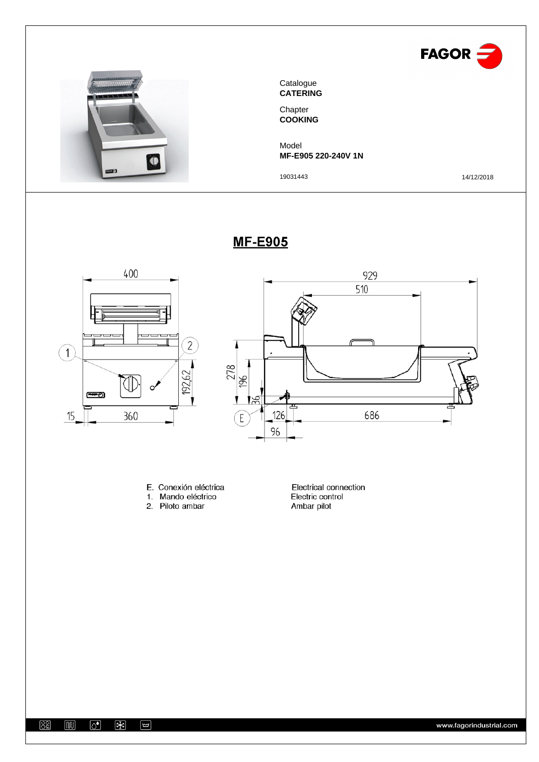Catalogue
**CATERING**

Chapter
**COOKING**

Model
**MF-E905 220-240V 1N**

19031443

14/12/2018

# MF-E905

400

929

510

1

2

192,62

278

196

36

15

360

E

126

686

96

| | |
|---|---|
| E. Conexión eléctrica | Electrical connection |
| 1. Mando eléctrico | Electric control |
| 2. Piloto ambar | Ambar pilot |

www.fagorindustrial.com